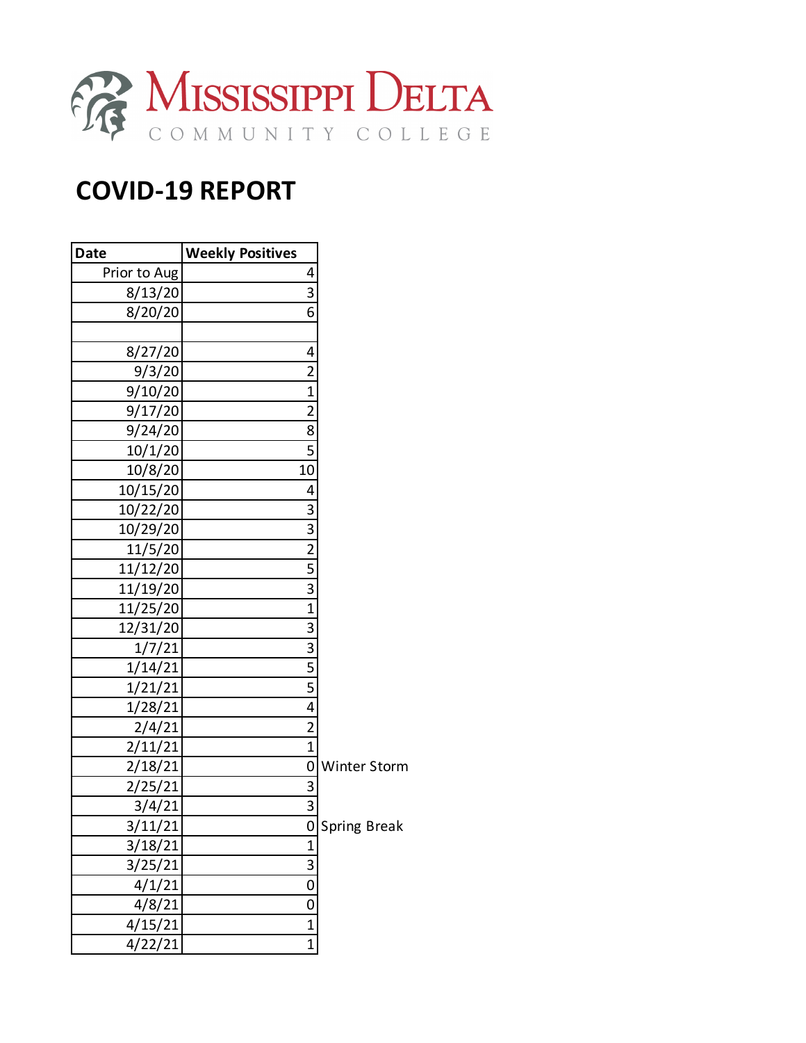Mississippi Delta Community College

# COVID-19 REPORT

| Date | Weekly Positives | |
|---|---|---|
| Prior to Aug | 4 | |
| 8/13/20 | 3 | |
| 8/20/20 | 6 | |
| | | |
| 8/27/20 | 4 | |
| 9/3/20 | 2 | |
| 9/10/20 | 1 | |
| 9/17/20 | 2 | |
| 9/24/20 | 8 | |
| 10/1/20 | 5 | |
| 10/8/20 | 10 | |
| 10/15/20 | 4 | |
| 10/22/20 | 3 | |
| 10/29/20 | 3 | |
| 11/5/20 | 2 | |
| 11/12/20 | 5 | |
| 11/19/20 | 3 | |
| 11/25/20 | 1 | |
| 12/31/20 | 3 | |
| 1/7/21 | 3 | |
| 1/14/21 | 5 | |
| 1/21/21 | 5 | |
| 1/28/21 | 4 | |
| 2/4/21 | 2 | |
| 2/11/21 | 1 | |
| 2/18/21 | 0 | Winter Storm |
| 2/25/21 | 3 | |
| 3/4/21 | 3 | |
| 3/11/21 | 0 | Spring Break |
| 3/18/21 | 1 | |
| 3/25/21 | 3 | |
| 4/1/21 | 0 | |
| 4/8/21 | 0 | |
| 4/15/21 | 1 | |
| 4/22/21 | 1 | |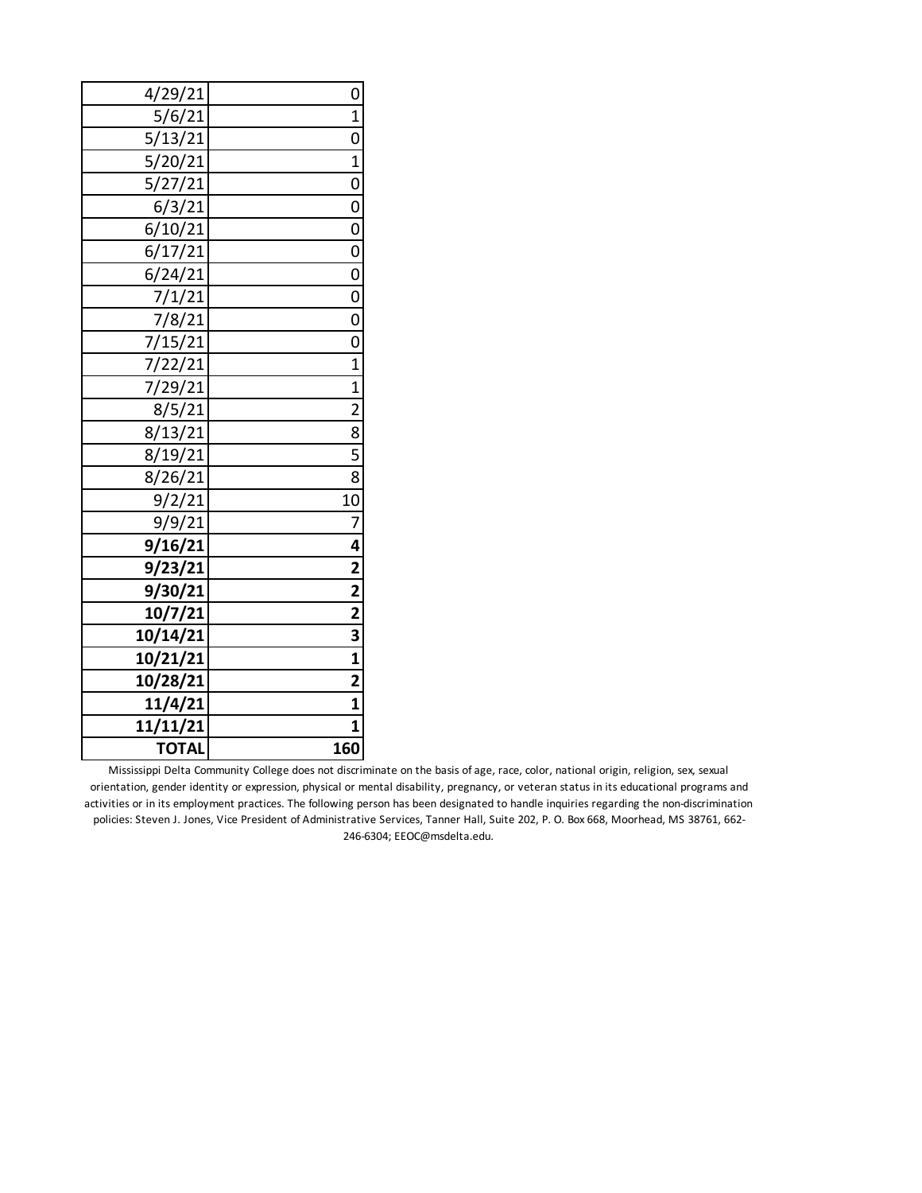| | |
|---|---|
| 4/29/21 | 0 |
| 5/6/21 | 1 |
| 5/13/21 | 0 |
| 5/20/21 | 1 |
| 5/27/21 | 0 |
| 6/3/21 | 0 |
| 6/10/21 | 0 |
| 6/17/21 | 0 |
| 6/24/21 | 0 |
| 7/1/21 | 0 |
| 7/8/21 | 0 |
| 7/15/21 | 0 |
| 7/22/21 | 1 |
| 7/29/21 | 1 |
| 8/5/21 | 2 |
| 8/13/21 | 8 |
| 8/19/21 | 5 |
| 8/26/21 | 8 |
| 9/2/21 | 10 |
| 9/9/21 | 7 |
| **9/16/21** | **4** |
| **9/23/21** | **2** |
| **9/30/21** | **2** |
| **10/7/21** | **2** |
| **10/14/21** | **3** |
| **10/21/21** | **1** |
| **10/28/21** | **2** |
| **11/4/21** | **1** |
| **11/11/21** | **1** |
| **TOTAL** | **160** |

Mississippi Delta Community College does not discriminate on the basis of age, race, color, national origin, religion, sex, sexual orientation, gender identity or expression, physical or mental disability, pregnancy, or veteran status in its educational programs and activities or in its employment practices. The following person has been designated to handle inquiries regarding the non-discrimination policies: Steven J. Jones, Vice President of Administrative Services, Tanner Hall, Suite 202, P. O. Box 668, Moorhead, MS 38761, 662-246-6304; EEOC@msdelta.edu.